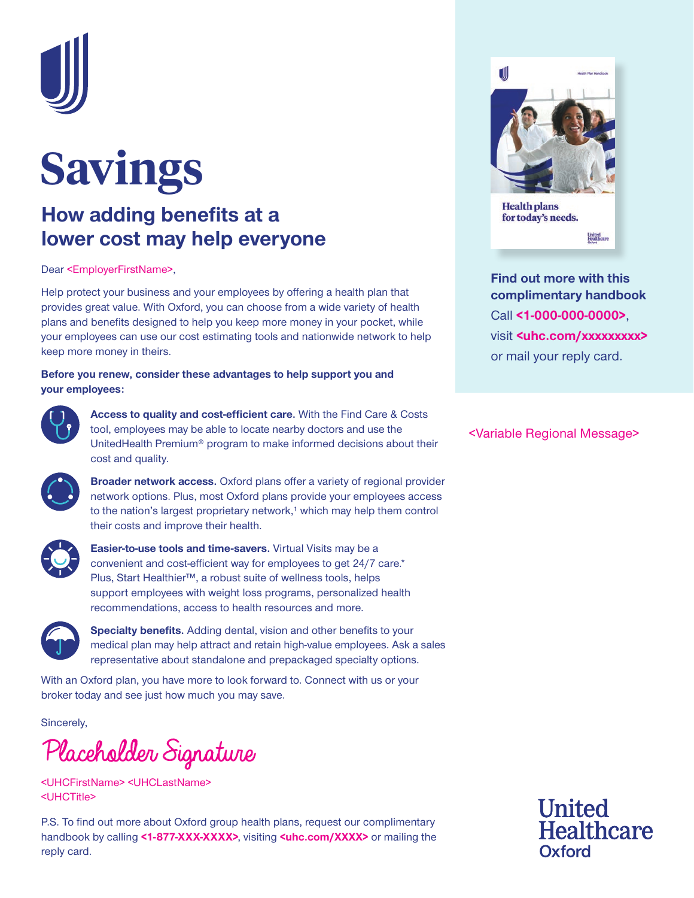# Savings

## How adding benefits at a lower cost may help everyone

Dear <EmployerFirstName>,

Help protect your business and your employees by offering a health plan that provides great value. With Oxford, you can choose from a wide variety of health plans and benefits designed to help you keep more money in your pocket, while your employees can use our cost estimating tools and nationwide network to help keep more money in theirs.

**Before you renew, consider these advantages to help support you and your employees:**

**Access to quality and cost-efficient care.** With the Find Care & Costs tool, employees may be able to locate nearby doctors and use the UnitedHealth Premium® program to make informed decisions about their cost and quality.

**Broader network access.** Oxford plans offer a variety of regional provider network options. Plus, most Oxford plans provide your employees access to the nation's largest proprietary network,[1] which may help them control their costs and improve their health.

**Easier-to-use tools and time-savers.** Virtual Visits may be a convenient and cost-efficient way for employees to get 24/7 care.* Plus, Start Healthier™, a robust suite of wellness tools, helps support employees with weight loss programs, personalized health recommendations, access to health resources and more.

**Specialty benefits.** Adding dental, vision and other benefits to your medical plan may help attract and retain high-value employees. Ask a sales representative about standalone and prepackaged specialty options.

With an Oxford plan, you have more to look forward to. Connect with us or your broker today and see just how much you may save.

Sincerely,

Placeholder Signature

<UHCFirstName> <UHCLastName>
<UHCTitle>

P.S. To find out more about Oxford group health plans, request our complimentary handbook by calling **<1-877-XXX-XXXX>**, visiting **<uhc.com/XXXX>** or mailing the reply card.

Health plans for today's needs.

**Find out more with this complimentary handbook**

Call **<1-000-000-0000>**, visit **<uhc.com/xxxxxxxxx>** or mail your reply card.

<Variable Regional Message>

United Healthcare Oxford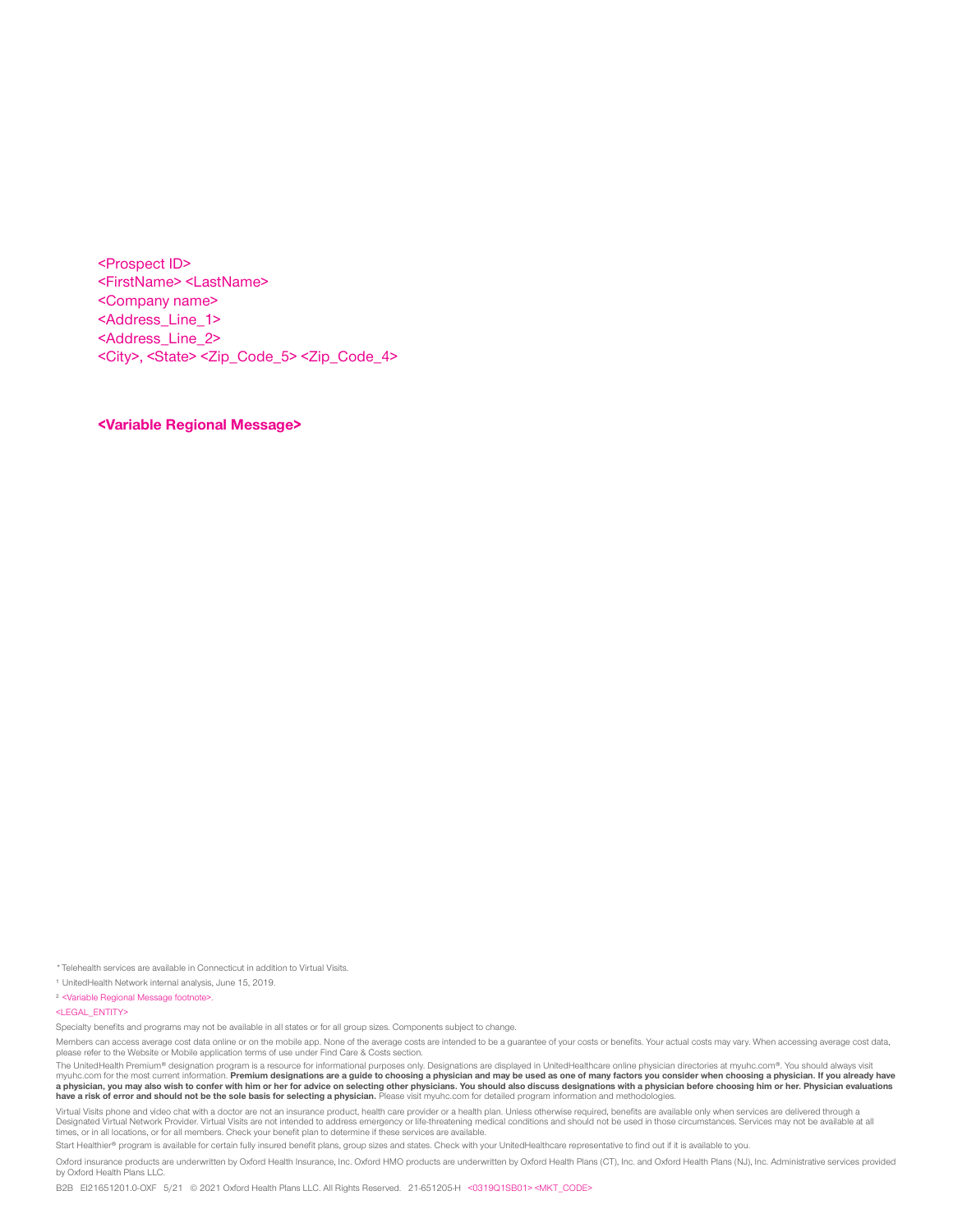<Prospect ID>
<FirstName> <LastName>
<Company name>
<Address_Line_1>
<Address_Line_2>
<City>, <State> <Zip_Code_5> <Zip_Code_4>

**<Variable Regional Message>**

* Telehealth services are available in Connecticut in addition to Virtual Visits.

[1] UnitedHealth Network internal analysis, June 15, 2019.

[2] <Variable Regional Message footnote>.

<LEGAL_ENTITY>

Specialty benefits and programs may not be available in all states or for all group sizes. Components subject to change.

Members can access average cost data online or on the mobile app. None of the average costs are intended to be a guarantee of your costs or benefits. Your actual costs may vary. When accessing average cost data, please refer to the Website or Mobile application terms of use under Find Care & Costs section.

The UnitedHealth Premium® designation program is a resource for informational purposes only. Designations are displayed in UnitedHealthcare online physician directories at myuhc.com®. You should always visit myuhc.com for the most current information. **Premium designations are a guide to choosing a physician and may be used as one of many factors you consider when choosing a physician. If you already have a physician, you may also wish to confer with him or her for advice on selecting other physicians. You should also discuss designations with a physician before choosing him or her. Physician evaluations have a risk of error and should not be the sole basis for selecting a physician.** Please visit myuhc.com for detailed program information and methodologies.

Virtual Visits phone and video chat with a doctor are not an insurance product, health care provider or a health plan. Unless otherwise required, benefits are available only when services are delivered through a Designated Virtual Network Provider. Virtual Visits are not intended to address emergency or life-threatening medical conditions and should not be used in those circumstances. Services may not be available at all times, or in all locations, or for all members. Check your benefit plan to determine if these services are available.

Start Healthier® program is available for certain fully insured benefit plans, group sizes and states. Check with your UnitedHealthcare representative to find out if it is available to you.

Oxford insurance products are underwritten by Oxford Health Insurance, Inc. Oxford HMO products are underwritten by Oxford Health Plans (CT), Inc. and Oxford Health Plans (NJ), Inc. Administrative services provided by Oxford Health Plans LLC.

B2B EI21651201.0-OXF 5/21 © 2021 Oxford Health Plans LLC. All Rights Reserved. 21-651205-H <0319Q1SB01> <MKT_CODE>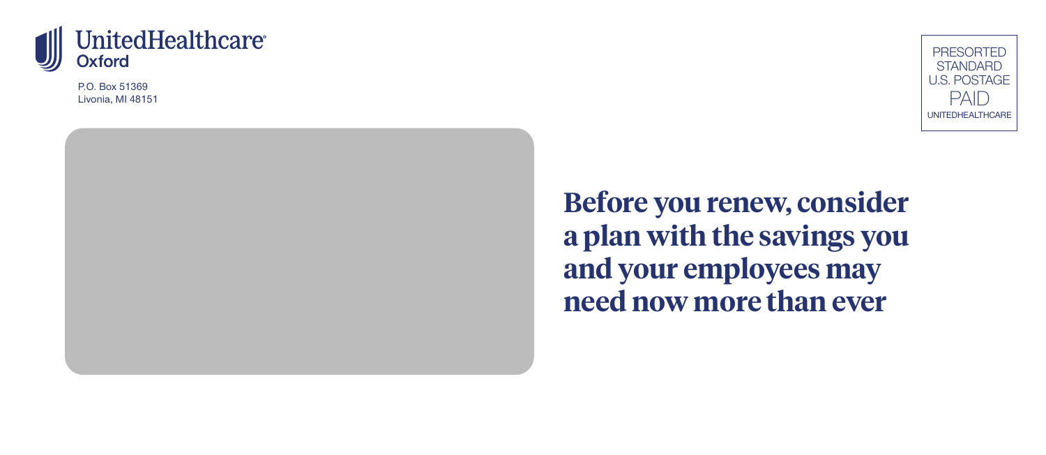UnitedHealthcare
Oxford

P.O. Box 51369
Livonia, MI 48151

PRESORTED
STANDARD
U.S. POSTAGE
PAID
UNITEDHEALTHCARE

# Before you renew, consider a plan with the savings you and your employees may need now more than ever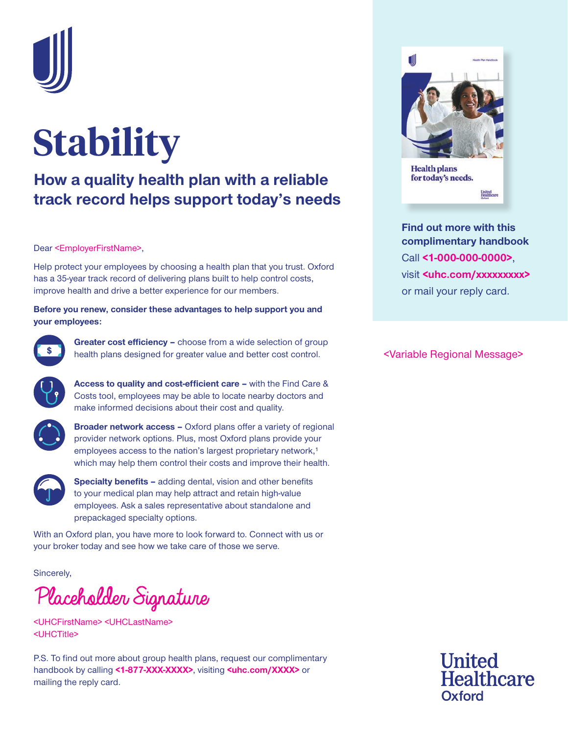# Stability

## How a quality health plan with a reliable track record helps support today's needs

Dear <EmployerFirstName>,

Help protect your employees by choosing a health plan that you trust. Oxford has a 35-year track record of delivering plans built to help control costs, improve health and drive a better experience for our members.

**Before you renew, consider these advantages to help support you and your employees:**

**Greater cost efficiency –** choose from a wide selection of group health plans designed for greater value and better cost control.

**Access to quality and cost-efficient care –** with the Find Care & Costs tool, employees may be able to locate nearby doctors and make informed decisions about their cost and quality.

**Broader network access –** Oxford plans offer a variety of regional provider network options. Plus, most Oxford plans provide your employees access to the nation's largest proprietary network,[1] which may help them control their costs and improve their health.

**Specialty benefits –** adding dental, vision and other benefits to your medical plan may help attract and retain high-value employees. Ask a sales representative about standalone and prepackaged specialty options.

With an Oxford plan, you have more to look forward to. Connect with us or your broker today and see how we take care of those we serve.

Sincerely,

Placeholder Signature

<UHCFirstName> <UHCLastName>
<UHCTitle>

P.S. To find out more about group health plans, request our complimentary handbook by calling **<1-877-XXX-XXXX>**, visiting **<uhc.com/XXXX>** or mailing the reply card.

Health plans for today's needs.

**Find out more with this complimentary handbook**

Call **<1-000-000-0000>**, visit **<uhc.com/xxxxxxxxx>** or mail your reply card.

<Variable Regional Message>

United Healthcare Oxford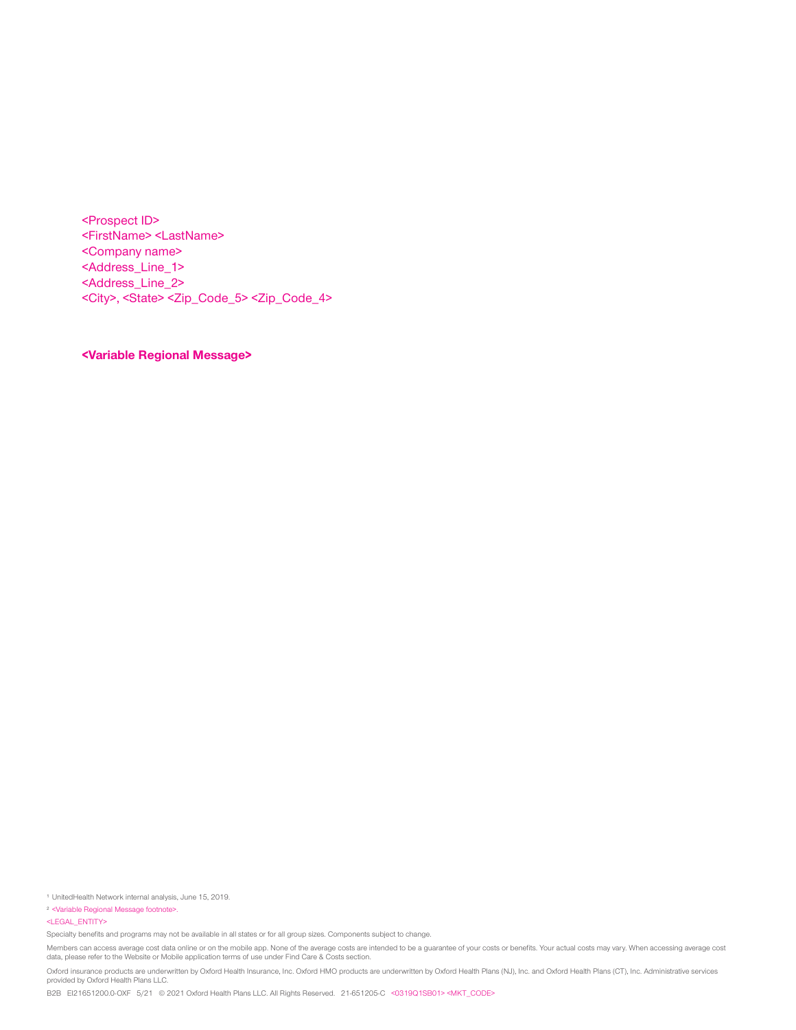<Prospect ID>
<FirstName> <LastName>
<Company name>
<Address_Line_1>
<Address_Line_2>
<City>, <State> <Zip_Code_5> <Zip_Code_4>

**<Variable Regional Message>**

[1] UnitedHealth Network internal analysis, June 15, 2019.

[2] <Variable Regional Message footnote>.

<LEGAL_ENTITY>

Specialty benefits and programs may not be available in all states or for all group sizes. Components subject to change.

Members can access average cost data online or on the mobile app. None of the average costs are intended to be a guarantee of your costs or benefits. Your actual costs may vary. When accessing average cost data, please refer to the Website or Mobile application terms of use under Find Care & Costs section.

Oxford insurance products are underwritten by Oxford Health Insurance, Inc. Oxford HMO products are underwritten by Oxford Health Plans (NJ), Inc. and Oxford Health Plans (CT), Inc. Administrative services provided by Oxford Health Plans LLC.

B2B EI21651200.0-OXF 5/21 © 2021 Oxford Health Plans LLC. All Rights Reserved. 21-651205-C <0319Q1SB01> <MKT_CODE>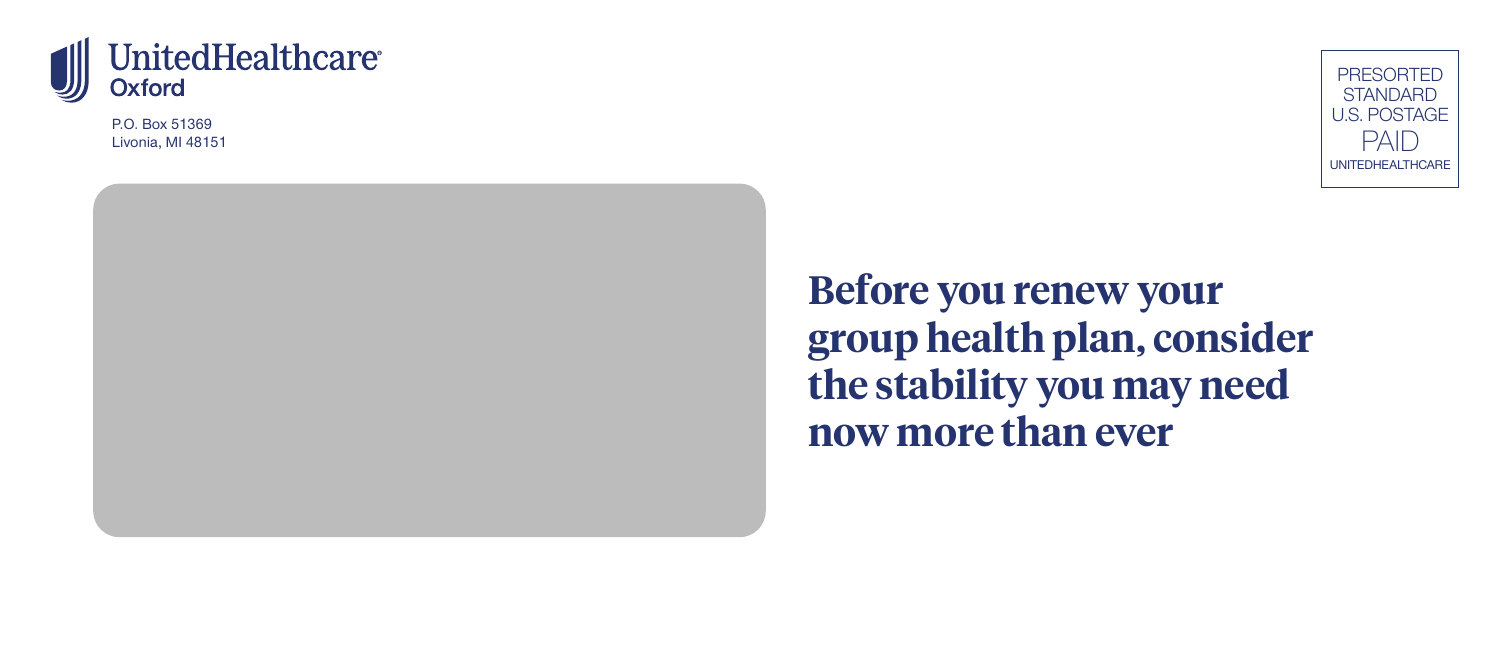UnitedHealthcare
Oxford

P.O. Box 51369
Livonia, MI 48151

PRESORTED
STANDARD
U.S. POSTAGE
PAID
UNITEDHEALTHCARE

# Before you renew your group health plan, consider the stability you may need now more than ever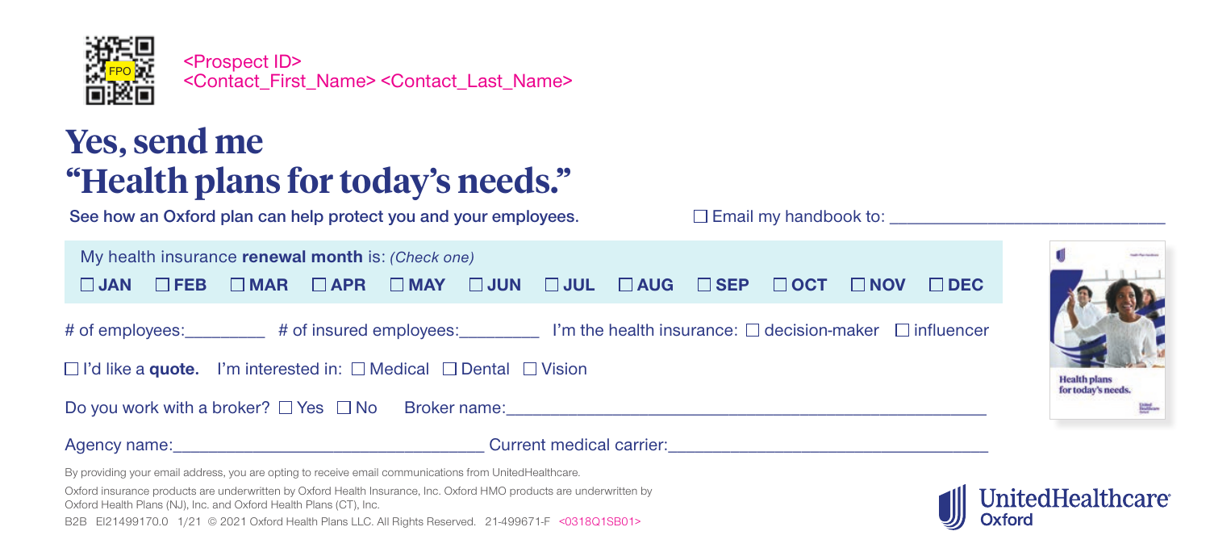FPO

<Prospect ID>
<Contact_First_Name> <Contact_Last_Name>

# Yes, send me "Health plans for today's needs."

See how an Oxford plan can help protect you and your employees.

☐ Email my handbook to: ______________________________

My health insurance **renewal month** is: *(Check one)*

☐ **JAN** ☐ **FEB** ☐ **MAR** ☐ **APR** ☐ **MAY** ☐ **JUN** ☐ **JUL** ☐ **AUG** ☐ **SEP** ☐ **OCT** ☐ **NOV** ☐ **DEC**

# of employees:_________ # of insured employees:_________ I'm the health insurance: ☐ decision-maker ☐ influencer

☐ I'd like a **quote.** I'm interested in: ☐ Medical ☐ Dental ☐ Vision

Do you work with a broker? ☐ Yes ☐ No Broker name:_______________________________________________________

Agency name:___________________________________ Current medical carrier:____________________________________

Health plans for today's needs.

By providing your email address, you are opting to receive email communications from UnitedHealthcare.

Oxford insurance products are underwritten by Oxford Health Insurance, Inc. Oxford HMO products are underwritten by Oxford Health Plans (NJ), Inc. and Oxford Health Plans (CT), Inc.

B2B EI21499170.0 1/21 © 2021 Oxford Health Plans LLC. All Rights Reserved. 21-499671-F <0318Q1SB01>

UnitedHealthcare Oxford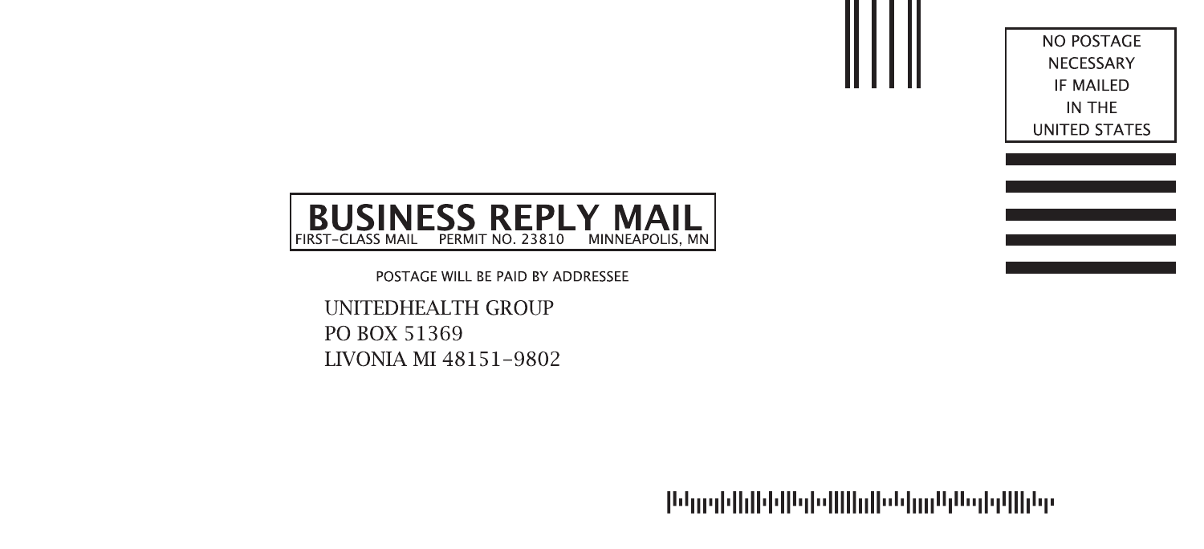NO POSTAGE
NECESSARY
IF MAILED
IN THE
UNITED STATES

**BUSINESS REPLY MAIL**

FIRST-CLASS MAIL PERMIT NO. 23810 MINNEAPOLIS, MN

POSTAGE WILL BE PAID BY ADDRESSEE

UNITEDHEALTH GROUP
PO BOX 51369
LIVONIA MI 48151-9802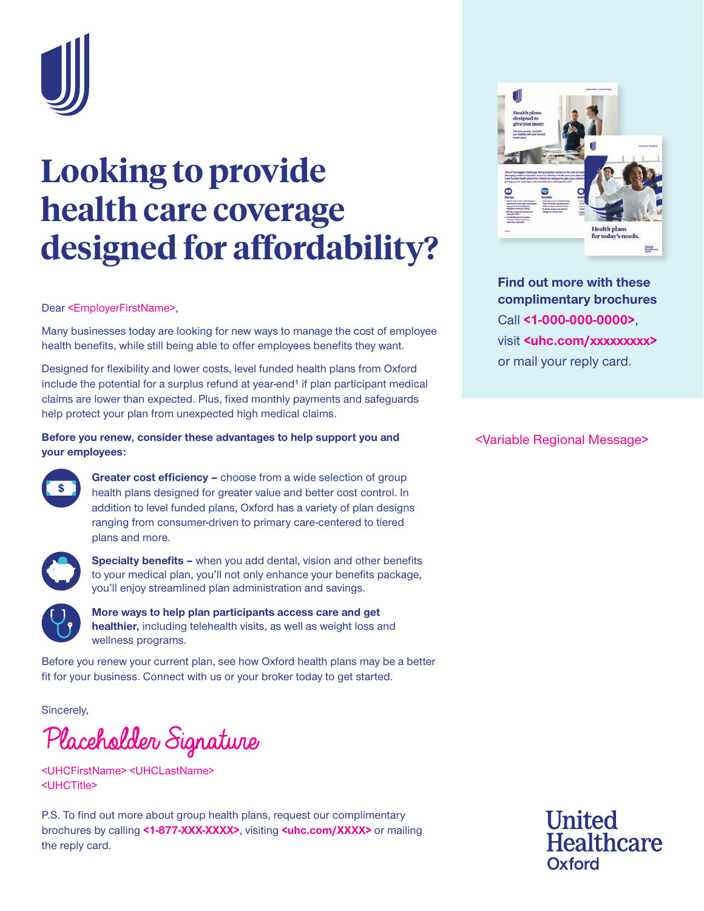# Looking to provide health care coverage designed for affordability?

Dear <EmployerFirstName>,

Many businesses today are looking for new ways to manage the cost of employee health benefits, while still being able to offer employees benefits they want.

Designed for flexibility and lower costs, level funded health plans from Oxford include the potential for a surplus refund at year-end[1] if plan participant medical claims are lower than expected. Plus, fixed monthly payments and safeguards help protect your plan from unexpected high medical claims.

**Before you renew, consider these advantages to help support you and your employees:**

**Greater cost efficiency –** choose from a wide selection of group health plans designed for greater value and better cost control. In addition to level funded plans, Oxford has a variety of plan designs ranging from consumer-driven to primary care-centered to tiered plans and more.

**Specialty benefits –** when you add dental, vision and other benefits to your medical plan, you'll not only enhance your benefits package, you'll enjoy streamlined plan administration and savings.

**More ways to help plan participants access care and get healthier,** including telehealth visits, as well as weight loss and wellness programs.

Before you renew your current plan, see how Oxford health plans may be a better fit for your business. Connect with us or your broker today to get started.

Sincerely,

Placeholder Signature

<UHCFirstName> <UHCLastName>
<UHCTitle>

P.S. To find out more about group health plans, request our complimentary brochures by calling **<1-877-XXX-XXXX>**, visiting **<uhc.com/XXXX>** or mailing the reply card.

**Find out more with these complimentary brochures**

Call **<1-000-000-0000>**, visit **<uhc.com/xxxxxxxxx>** or mail your reply card.

<Variable Regional Message>

United Healthcare
Oxford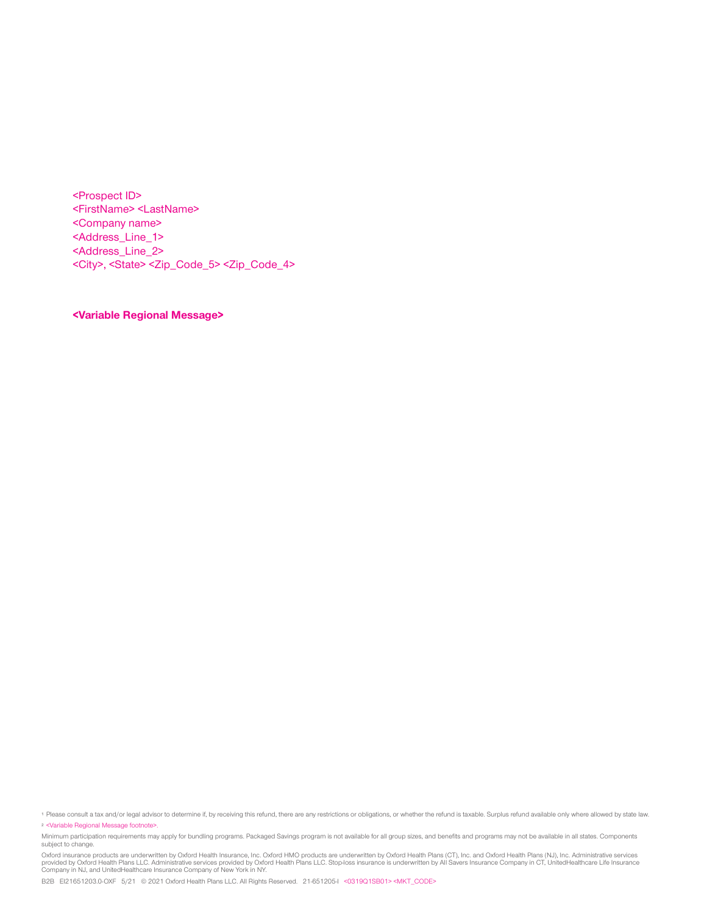<Prospect ID>
<FirstName> <LastName>
<Company name>
<Address_Line_1>
<Address_Line_2>
<City>, <State> <Zip_Code_5> <Zip_Code_4>

**<Variable Regional Message>**

[1] Please consult a tax and/or legal advisor to determine if, by receiving this refund, there are any restrictions or obligations, or whether the refund is taxable. Surplus refund available only where allowed by state law.

[2] <Variable Regional Message footnote>.

Minimum participation requirements may apply for bundling programs. Packaged Savings program is not available for all group sizes, and benefits and programs may not be available in all states. Components subject to change.

Oxford insurance products are underwritten by Oxford Health Insurance, Inc. Oxford HMO products are underwritten by Oxford Health Plans (CT), Inc. and Oxford Health Plans (NJ), Inc. Administrative services provided by Oxford Health Plans LLC. Administrative services provided by Oxford Health Plans LLC. Stop-loss insurance is underwritten by All Savers Insurance Company in CT, UnitedHealthcare Life Insurance Company in NJ, and UnitedHealthcare Insurance Company of New York in NY.

B2B EI21651203.0-OXF 5/21 © 2021 Oxford Health Plans LLC. All Rights Reserved. 21-651205-I <0319Q1SB01> <MKT_CODE>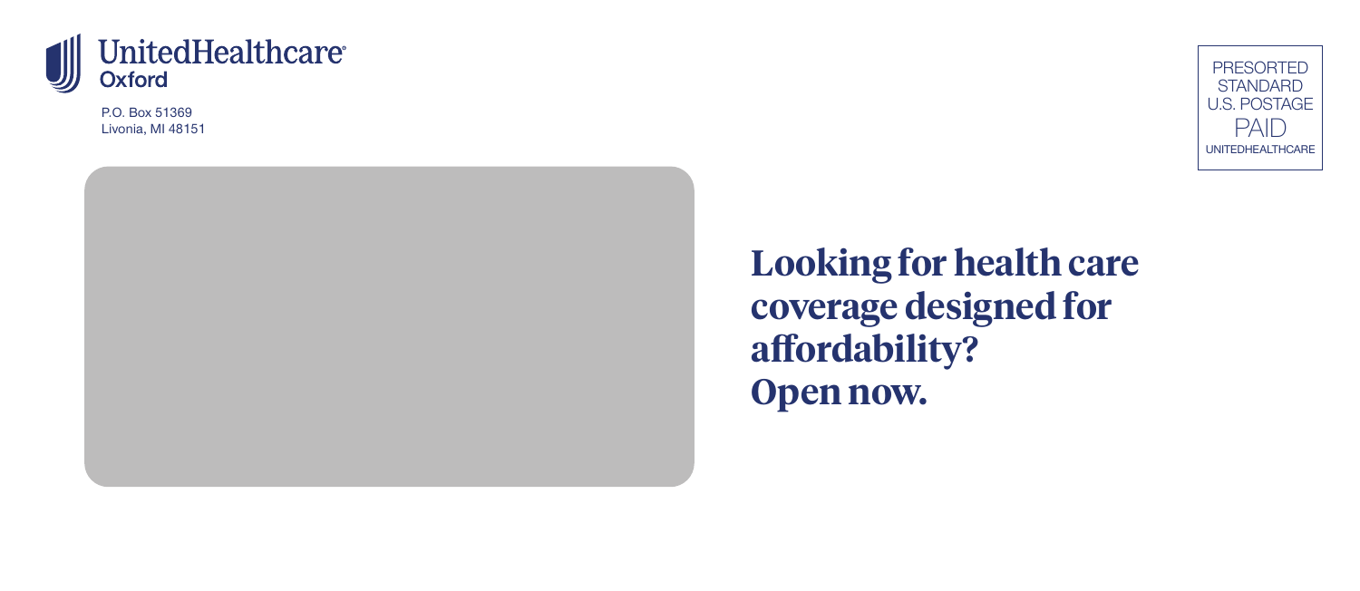UnitedHealthcare®
Oxford

P.O. Box 51369
Livonia, MI 48151

PRESORTED
STANDARD
U.S. POSTAGE
PAID
UNITEDHEALTHCARE

# Looking for health care coverage designed for affordability?
# Open now.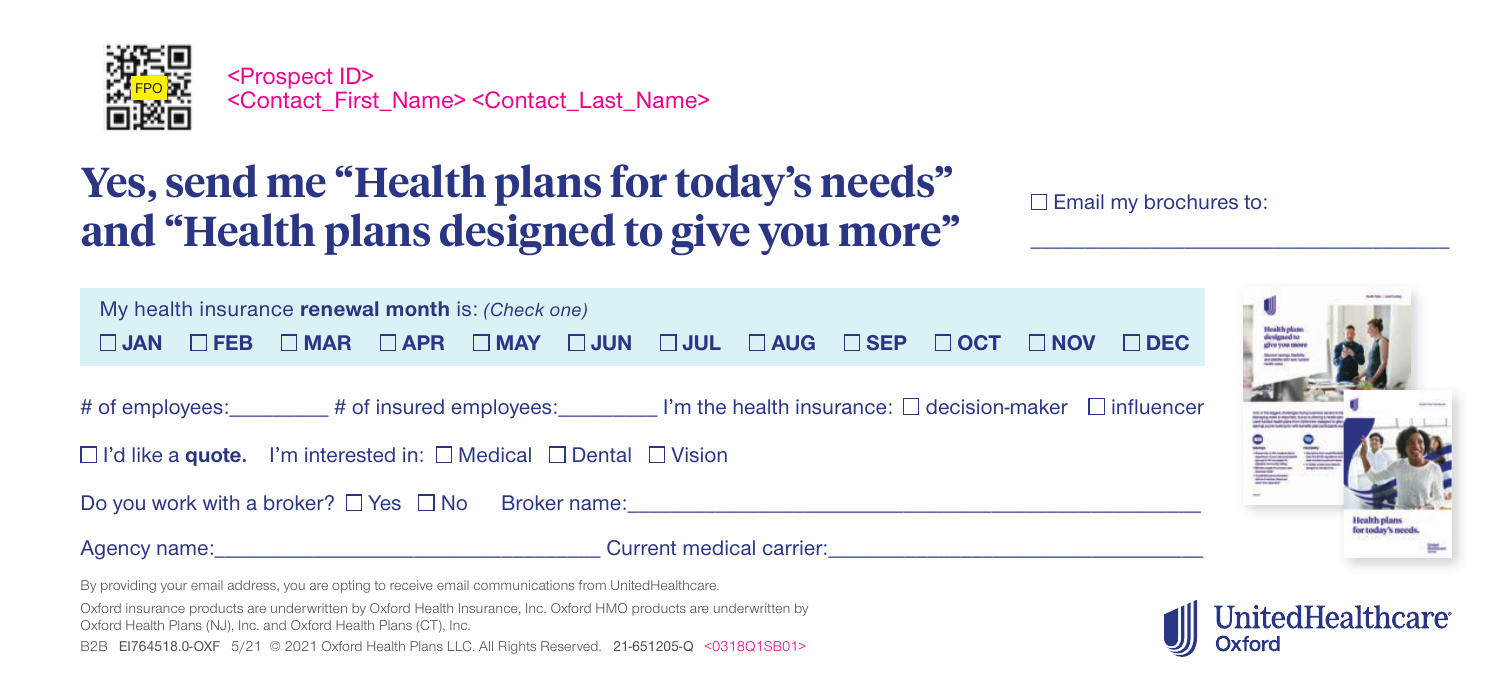<Prospect ID>
<Contact_First_Name> <Contact_Last_Name>

# Yes, send me "Health plans for today's needs" and "Health plans designed to give you more"

☐ Email my brochures to: ______________________________

My health insurance **renewal month** is: *(Check one)*

☐ **JAN** ☐ **FEB** ☐ **MAR** ☐ **APR** ☐ **MAY** ☐ **JUN** ☐ **JUL** ☐ **AUG** ☐ **SEP** ☐ **OCT** ☐ **NOV** ☐ **DEC**

# of employees:________ # of insured employees:________ I'm the health insurance: ☐ decision-maker ☐ influencer

☐ I'd like a **quote.** I'm interested in: ☐ Medical ☐ Dental ☐ Vision

Do you work with a broker? ☐ Yes ☐ No Broker name:______________________________

Agency name:______________________________ Current medical carrier:______________________________

By providing your email address, you are opting to receive email communications from UnitedHealthcare.

Oxford insurance products are underwritten by Oxford Health Insurance, Inc. Oxford HMO products are underwritten by Oxford Health Plans (NJ), Inc. and Oxford Health Plans (CT), Inc.

B2B EI764518.0-OXF 5/21 © 2021 Oxford Health Plans LLC. All Rights Reserved. 21-651205-Q <0318Q1SB01>

UnitedHealthcare Oxford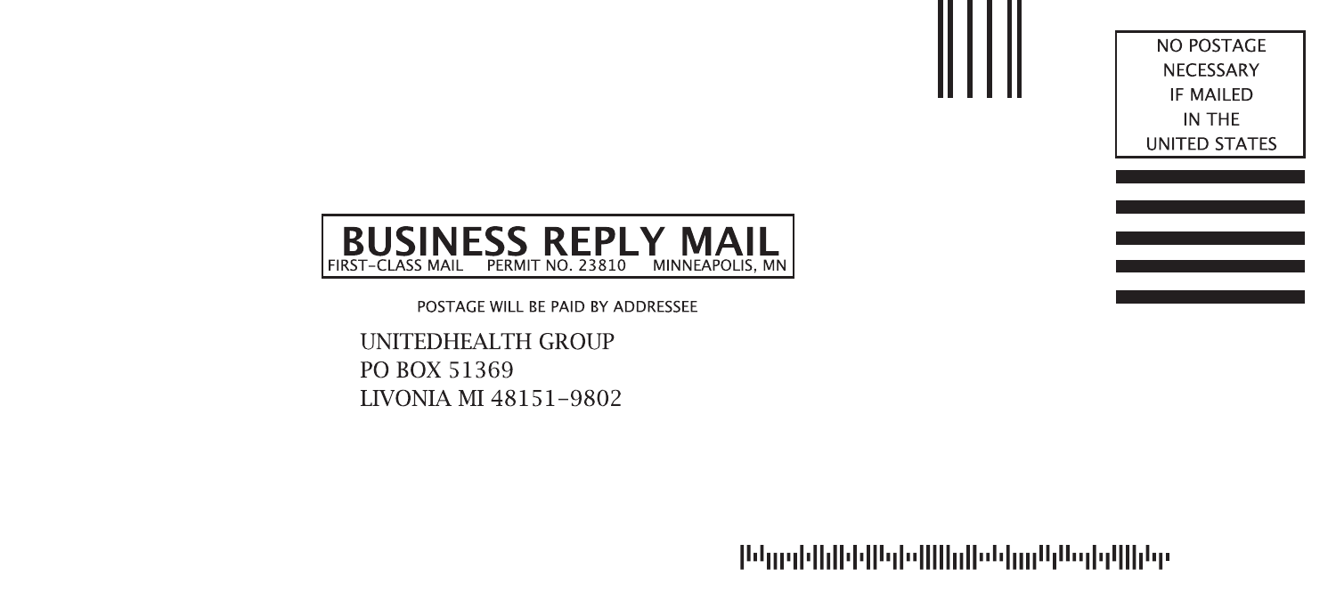NO POSTAGE
NECESSARY
IF MAILED
IN THE
UNITED STATES

**BUSINESS REPLY MAIL**
FIRST-CLASS MAIL PERMIT NO. 23810 MINNEAPOLIS, MN

POSTAGE WILL BE PAID BY ADDRESSEE

UNITEDHEALTH GROUP
PO BOX 51369
LIVONIA MI 48151-9802